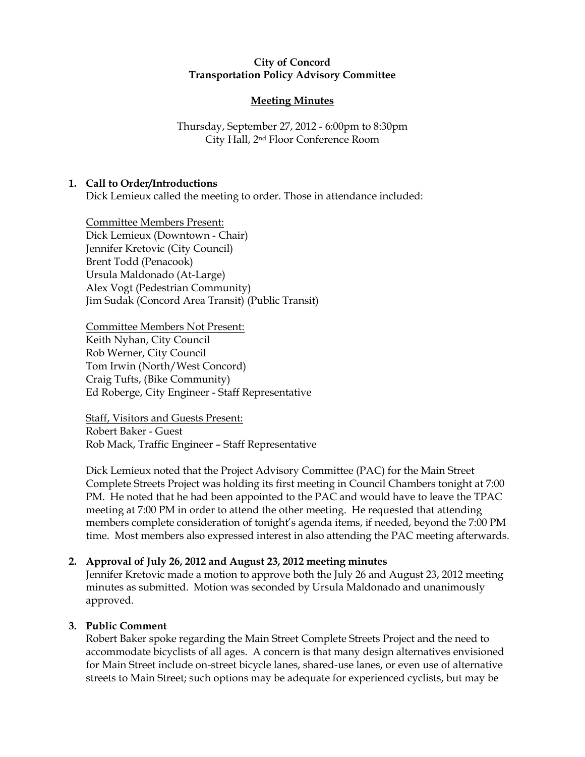**City of Concord**
**Transportation Policy Advisory Committee**

**Meeting Minutes**

Thursday, September 27, 2012 - 6:00pm to 8:30pm
City Hall, 2nd Floor Conference Room

## 1. Call to Order/Introductions

Dick Lemieux called the meeting to order. Those in attendance included:

Committee Members Present:
Dick Lemieux (Downtown - Chair)
Jennifer Kretovic (City Council)
Brent Todd (Penacook)
Ursula Maldonado (At-Large)
Alex Vogt (Pedestrian Community)
Jim Sudak (Concord Area Transit) (Public Transit)

Committee Members Not Present:
Keith Nyhan, City Council
Rob Werner, City Council
Tom Irwin (North/West Concord)
Craig Tufts, (Bike Community)
Ed Roberge, City Engineer - Staff Representative

Staff, Visitors and Guests Present:
Robert Baker - Guest
Rob Mack, Traffic Engineer – Staff Representative

Dick Lemieux noted that the Project Advisory Committee (PAC) for the Main Street Complete Streets Project was holding its first meeting in Council Chambers tonight at 7:00 PM. He noted that he had been appointed to the PAC and would have to leave the TPAC meeting at 7:00 PM in order to attend the other meeting. He requested that attending members complete consideration of tonight's agenda items, if needed, beyond the 7:00 PM time. Most members also expressed interest in also attending the PAC meeting afterwards.

## 2. Approval of July 26, 2012 and August 23, 2012 meeting minutes

Jennifer Kretovic made a motion to approve both the July 26 and August 23, 2012 meeting minutes as submitted. Motion was seconded by Ursula Maldonado and unanimously approved.

## 3. Public Comment

Robert Baker spoke regarding the Main Street Complete Streets Project and the need to accommodate bicyclists of all ages. A concern is that many design alternatives envisioned for Main Street include on-street bicycle lanes, shared-use lanes, or even use of alternative streets to Main Street; such options may be adequate for experienced cyclists, but may be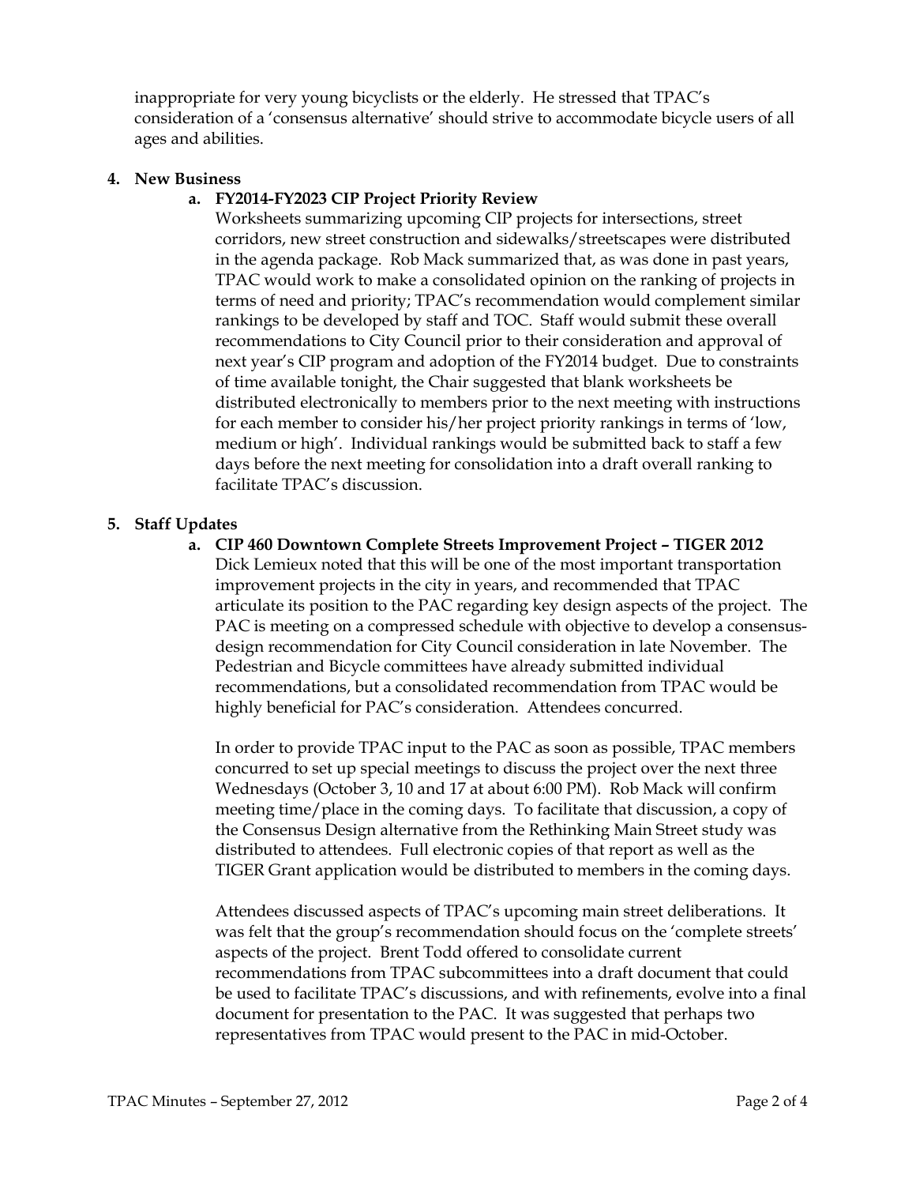inappropriate for very young bicyclists or the elderly. He stressed that TPAC's consideration of a 'consensus alternative' should strive to accommodate bicycle users of all ages and abilities.

**4. New Business**

**a. FY2014-FY2023 CIP Project Priority Review**

Worksheets summarizing upcoming CIP projects for intersections, street corridors, new street construction and sidewalks/streetscapes were distributed in the agenda package. Rob Mack summarized that, as was done in past years, TPAC would work to make a consolidated opinion on the ranking of projects in terms of need and priority; TPAC's recommendation would complement similar rankings to be developed by staff and TOC. Staff would submit these overall recommendations to City Council prior to their consideration and approval of next year's CIP program and adoption of the FY2014 budget. Due to constraints of time available tonight, the Chair suggested that blank worksheets be distributed electronically to members prior to the next meeting with instructions for each member to consider his/her project priority rankings in terms of 'low, medium or high'. Individual rankings would be submitted back to staff a few days before the next meeting for consolidation into a draft overall ranking to facilitate TPAC's discussion.

**5. Staff Updates**

**a. CIP 460 Downtown Complete Streets Improvement Project – TIGER 2012**

Dick Lemieux noted that this will be one of the most important transportation improvement projects in the city in years, and recommended that TPAC articulate its position to the PAC regarding key design aspects of the project. The PAC is meeting on a compressed schedule with objective to develop a consensus-design recommendation for City Council consideration in late November. The Pedestrian and Bicycle committees have already submitted individual recommendations, but a consolidated recommendation from TPAC would be highly beneficial for PAC's consideration. Attendees concurred.

In order to provide TPAC input to the PAC as soon as possible, TPAC members concurred to set up special meetings to discuss the project over the next three Wednesdays (October 3, 10 and 17 at about 6:00 PM). Rob Mack will confirm meeting time/place in the coming days. To facilitate that discussion, a copy of the Consensus Design alternative from the Rethinking Main Street study was distributed to attendees. Full electronic copies of that report as well as the TIGER Grant application would be distributed to members in the coming days.

Attendees discussed aspects of TPAC's upcoming main street deliberations. It was felt that the group's recommendation should focus on the 'complete streets' aspects of the project. Brent Todd offered to consolidate current recommendations from TPAC subcommittees into a draft document that could be used to facilitate TPAC's discussions, and with refinements, evolve into a final document for presentation to the PAC. It was suggested that perhaps two representatives from TPAC would present to the PAC in mid-October.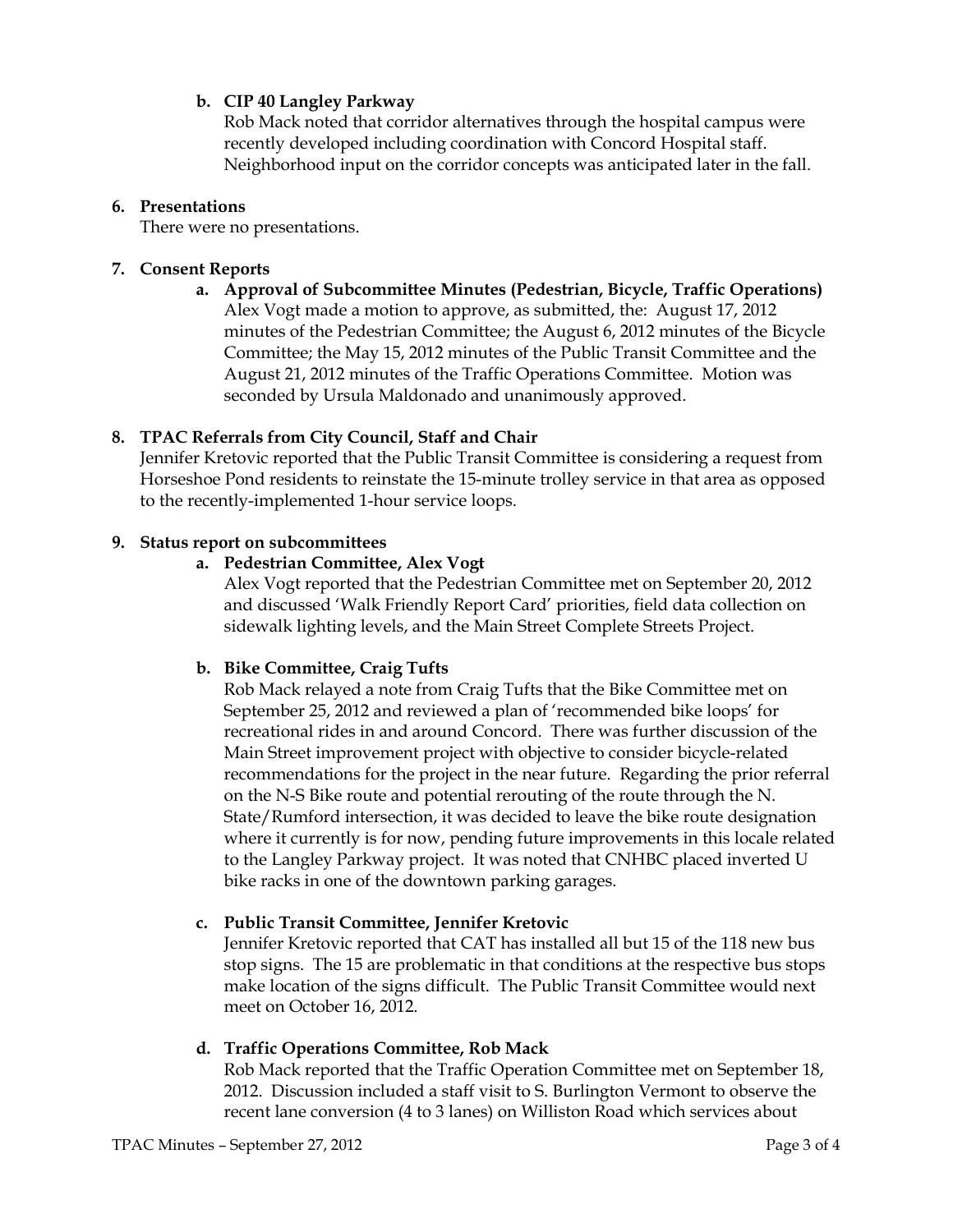**b. CIP 40 Langley Parkway**

Rob Mack noted that corridor alternatives through the hospital campus were recently developed including coordination with Concord Hospital staff. Neighborhood input on the corridor concepts was anticipated later in the fall.

**6. Presentations**

There were no presentations.

**7. Consent Reports**

**a. Approval of Subcommittee Minutes (Pedestrian, Bicycle, Traffic Operations)**

Alex Vogt made a motion to approve, as submitted, the: August 17, 2012 minutes of the Pedestrian Committee; the August 6, 2012 minutes of the Bicycle Committee; the May 15, 2012 minutes of the Public Transit Committee and the August 21, 2012 minutes of the Traffic Operations Committee. Motion was seconded by Ursula Maldonado and unanimously approved.

**8. TPAC Referrals from City Council, Staff and Chair**

Jennifer Kretovic reported that the Public Transit Committee is considering a request from Horseshoe Pond residents to reinstate the 15-minute trolley service in that area as opposed to the recently-implemented 1-hour service loops.

**9. Status report on subcommittees**

**a. Pedestrian Committee, Alex Vogt**

Alex Vogt reported that the Pedestrian Committee met on September 20, 2012 and discussed 'Walk Friendly Report Card' priorities, field data collection on sidewalk lighting levels, and the Main Street Complete Streets Project.

**b. Bike Committee, Craig Tufts**

Rob Mack relayed a note from Craig Tufts that the Bike Committee met on September 25, 2012 and reviewed a plan of 'recommended bike loops' for recreational rides in and around Concord. There was further discussion of the Main Street improvement project with objective to consider bicycle-related recommendations for the project in the near future. Regarding the prior referral on the N-S Bike route and potential rerouting of the route through the N. State/Rumford intersection, it was decided to leave the bike route designation where it currently is for now, pending future improvements in this locale related to the Langley Parkway project. It was noted that CNHBC placed inverted U bike racks in one of the downtown parking garages.

**c. Public Transit Committee, Jennifer Kretovic**

Jennifer Kretovic reported that CAT has installed all but 15 of the 118 new bus stop signs. The 15 are problematic in that conditions at the respective bus stops make location of the signs difficult. The Public Transit Committee would next meet on October 16, 2012.

**d. Traffic Operations Committee, Rob Mack**

Rob Mack reported that the Traffic Operation Committee met on September 18, 2012. Discussion included a staff visit to S. Burlington Vermont to observe the recent lane conversion (4 to 3 lanes) on Williston Road which services about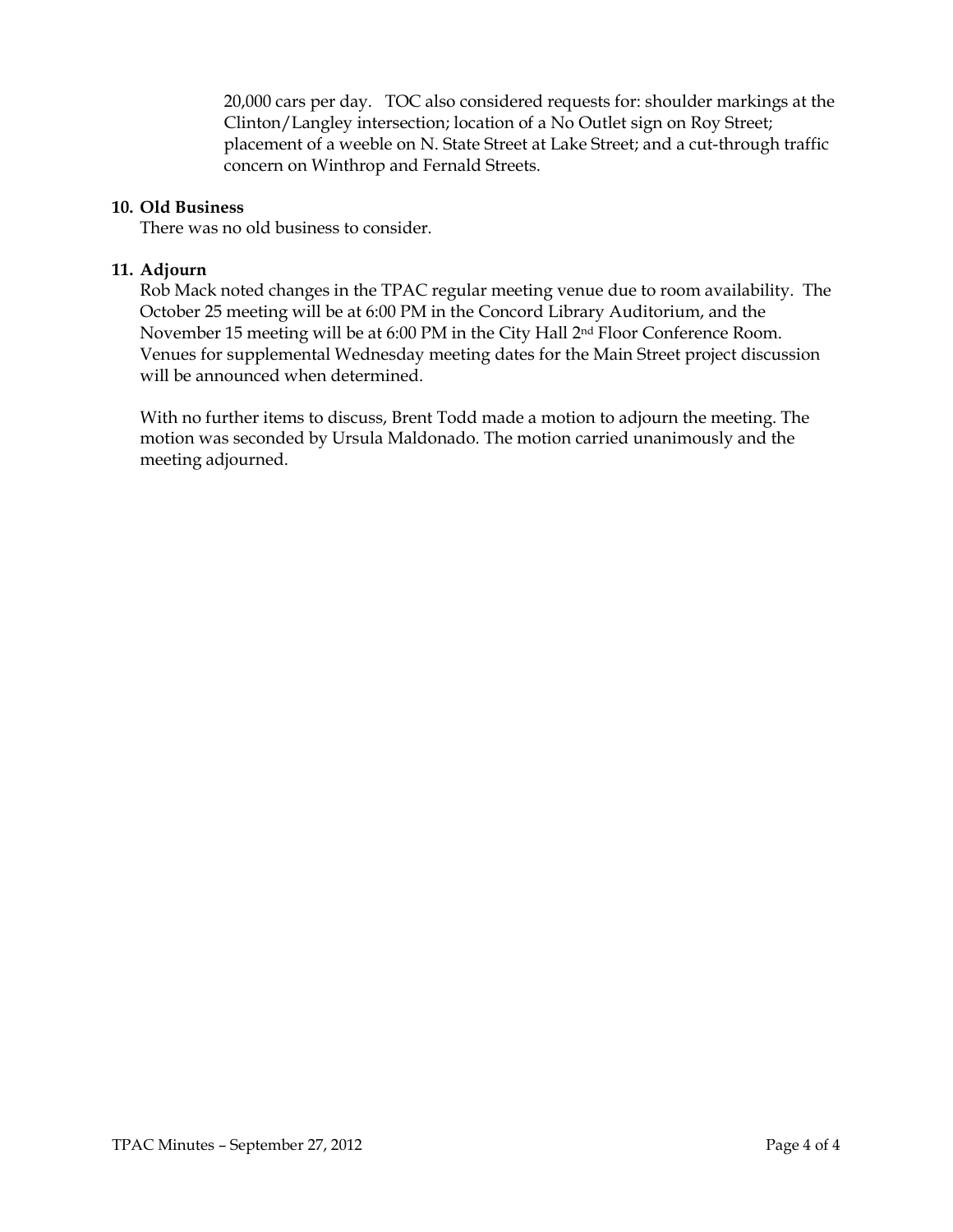20,000 cars per day. TOC also considered requests for: shoulder markings at the Clinton/Langley intersection; location of a No Outlet sign on Roy Street; placement of a weeble on N. State Street at Lake Street; and a cut-through traffic concern on Winthrop and Fernald Streets.

**10. Old Business**

There was no old business to consider.

**11. Adjourn**

Rob Mack noted changes in the TPAC regular meeting venue due to room availability. The October 25 meeting will be at 6:00 PM in the Concord Library Auditorium, and the November 15 meeting will be at 6:00 PM in the City Hall 2nd Floor Conference Room. Venues for supplemental Wednesday meeting dates for the Main Street project discussion will be announced when determined.

With no further items to discuss, Brent Todd made a motion to adjourn the meeting. The motion was seconded by Ursula Maldonado. The motion carried unanimously and the meeting adjourned.